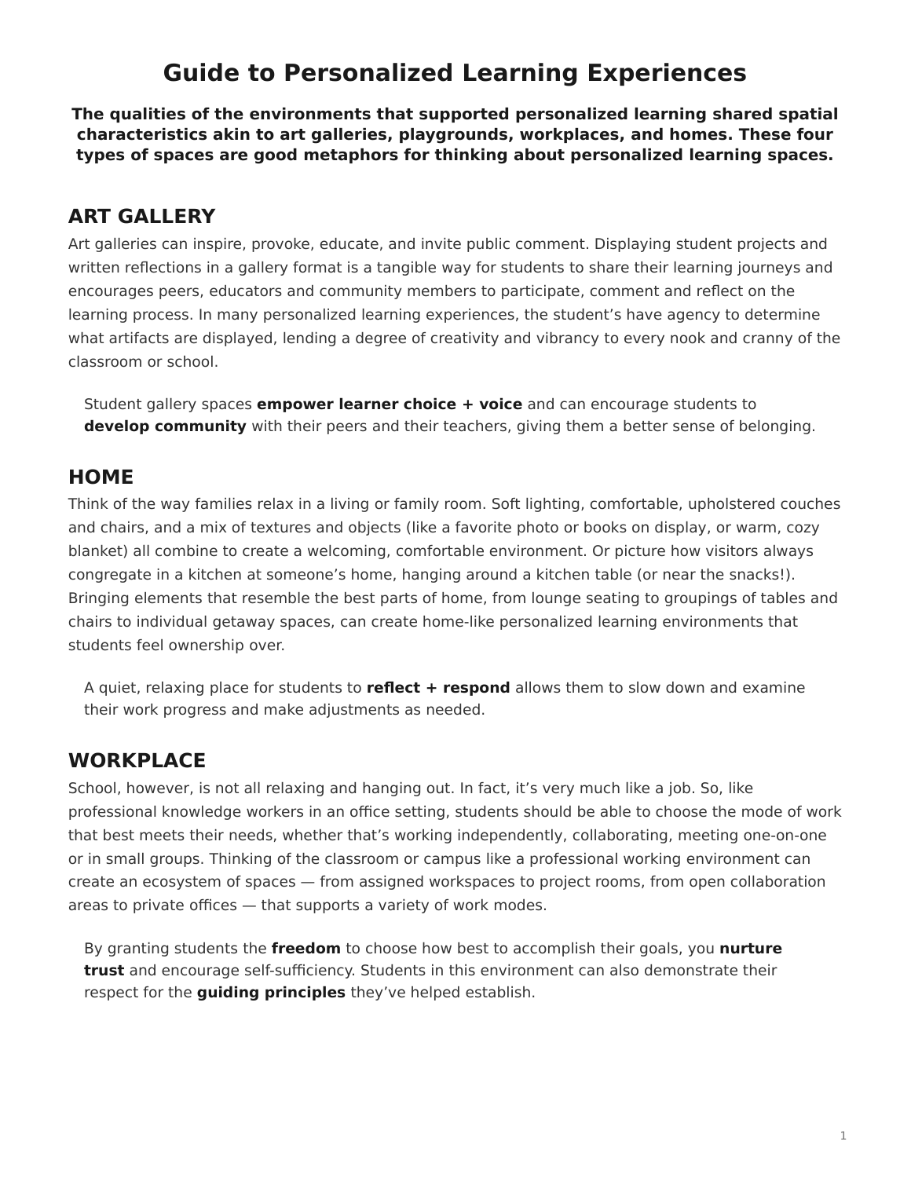# Guide to Personalized Learning Experiences

**The qualities of the environments that supported personalized learning shared spatial characteristics akin to art galleries, playgrounds, workplaces, and homes. These four types of spaces are good metaphors for thinking about personalized learning spaces.**

## ART GALLERY

Art galleries can inspire, provoke, educate, and invite public comment. Displaying student projects and written reflections in a gallery format is a tangible way for students to share their learning journeys and encourages peers, educators and community members to participate, comment and reflect on the learning process. In many personalized learning experiences, the student's have agency to determine what artifacts are displayed, lending a degree of creativity and vibrancy to every nook and cranny of the classroom or school.

Student gallery spaces **empower learner choice + voice** and can encourage students to **develop community** with their peers and their teachers, giving them a better sense of belonging.

## HOME

Think of the way families relax in a living or family room. Soft lighting, comfortable, upholstered couches and chairs, and a mix of textures and objects (like a favorite photo or books on display, or warm, cozy blanket) all combine to create a welcoming, comfortable environment. Or picture how visitors always congregate in a kitchen at someone's home, hanging around a kitchen table (or near the snacks!). Bringing elements that resemble the best parts of home, from lounge seating to groupings of tables and chairs to individual getaway spaces, can create home-like personalized learning environments that students feel ownership over.

A quiet, relaxing place for students to **reflect + respond** allows them to slow down and examine their work progress and make adjustments as needed.

## WORKPLACE

School, however, is not all relaxing and hanging out. In fact, it's very much like a job. So, like professional knowledge workers in an office setting, students should be able to choose the mode of work that best meets their needs, whether that's working independently, collaborating, meeting one-on-one or in small groups. Thinking of the classroom or campus like a professional working environment can create an ecosystem of spaces — from assigned workspaces to project rooms, from open collaboration areas to private offices — that supports a variety of work modes.

By granting students the **freedom** to choose how best to accomplish their goals, you **nurture trust** and encourage self-sufficiency. Students in this environment can also demonstrate their respect for the **guiding principles** they've helped establish.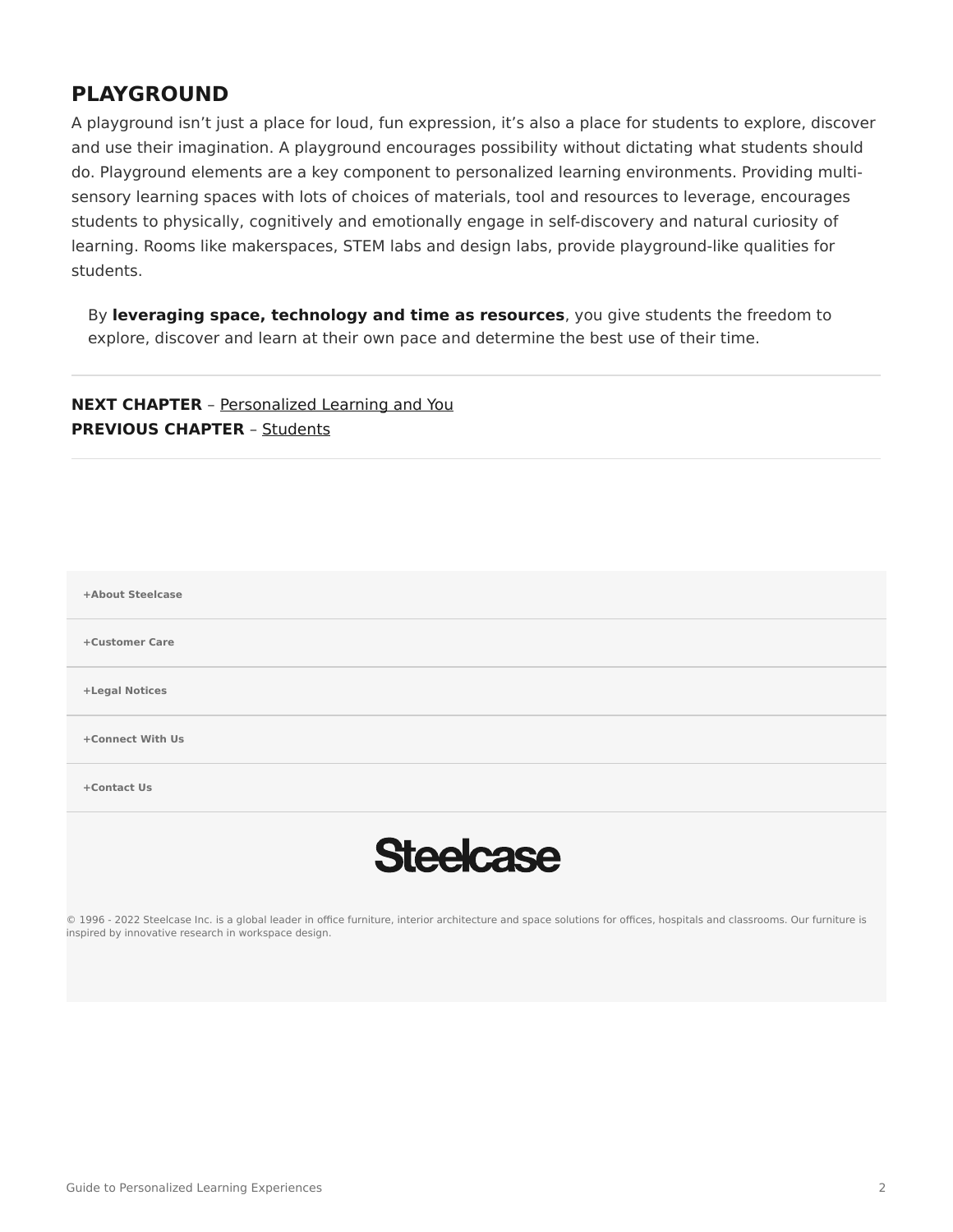## PLAYGROUND

A playground isn't just a place for loud, fun expression, it's also a place for students to explore, discover and use their imagination. A playground encourages possibility without dictating what students should do. Playground elements are a key component to personalized learning environments. Providing multi-sensory learning spaces with lots of choices of materials, tool and resources to leverage, encourages students to physically, cognitively and emotionally engage in self-discovery and natural curiosity of learning. Rooms like makerspaces, STEM labs and design labs, provide playground-like qualities for students.

> By **leveraging space, technology and time as resources**, you give students the freedom to explore, discover and learn at their own pace and determine the best use of their time.

---

**NEXT CHAPTER** – Personalized Learning and You
**PREVIOUS CHAPTER** – Students

---

+About Steelcase

+Customer Care

+Legal Notices

+Connect With Us

+Contact Us

Steelcase

© 1996 - 2022 Steelcase Inc. is a global leader in office furniture, interior architecture and space solutions for offices, hospitals and classrooms. Our furniture is inspired by innovative research in workspace design.